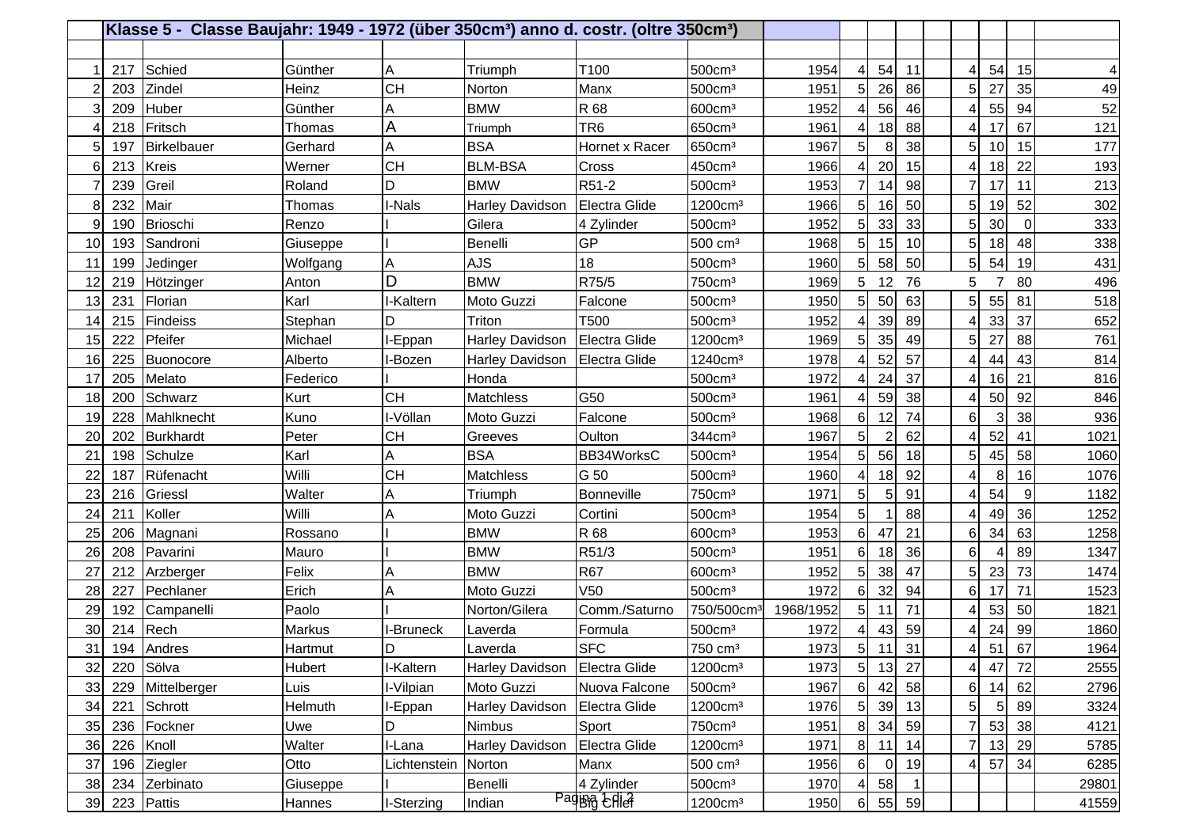| | Klasse 5 - Classe Baujahr: 1949 - 1972 (über 350cm³) anno d. costr. (oltre 350cm³) | | | | | | | | | | | | | | | | |
|---|---|---|---|---|---|---|---|---|---|---|---|---|---|---|---|---|---|
| 1 | 217 | Schied | Günther | A | Triumph | T100 | 500cm³ | 1954 | 4 | 54 | 11 | | 4 | 54 | 15 | 4 |
| 2 | 203 | Zindel | Heinz | CH | Norton | Manx | 500cm³ | 1951 | 5 | 26 | 86 | | 5 | 27 | 35 | 49 |
| 3 | 209 | Huber | Günther | A | BMW | R 68 | 600cm³ | 1952 | 4 | 56 | 46 | | 4 | 55 | 94 | 52 |
| 4 | 218 | Fritsch | Thomas | A | Triumph | TR6 | 650cm³ | 1961 | 4 | 18 | 88 | | 4 | 17 | 67 | 121 |
| 5 | 197 | Birkelbauer | Gerhard | A | BSA | Hornet x Racer | 650cm³ | 1967 | 5 | 8 | 38 | | 5 | 10 | 15 | 177 |
| 6 | 213 | Kreis | Werner | CH | BLM-BSA | Cross | 450cm³ | 1966 | 4 | 20 | 15 | | 4 | 18 | 22 | 193 |
| 7 | 239 | Greil | Roland | D | BMW | R51-2 | 500cm³ | 1953 | 7 | 14 | 98 | | 7 | 17 | 11 | 213 |
| 8 | 232 | Mair | Thomas | I-Nals | Harley Davidson | Electra Glide | 1200cm³ | 1966 | 5 | 16 | 50 | | 5 | 19 | 52 | 302 |
| 9 | 190 | Brioschi | Renzo | I | Gilera | 4 Zylinder | 500cm³ | 1952 | 5 | 33 | 33 | | 5 | 30 | 0 | 333 |
| 10 | 193 | Sandroni | Giuseppe | I | Benelli | GP | 500 cm³ | 1968 | 5 | 15 | 10 | | 5 | 18 | 48 | 338 |
| 11 | 199 | Jedinger | Wolfgang | A | AJS | 18 | 500cm³ | 1960 | 5 | 58 | 50 | | 5 | 54 | 19 | 431 |
| 12 | 219 | Hötzinger | Anton | D | BMW | R75/5 | 750cm³ | 1969 | 5 | 12 | 76 | | 5 | 7 | 80 | 496 |
| 13 | 231 | Florian | Karl | I-Kaltern | Moto Guzzi | Falcone | 500cm³ | 1950 | 5 | 50 | 63 | | 5 | 55 | 81 | 518 |
| 14 | 215 | Findeiss | Stephan | D | Triton | T500 | 500cm³ | 1952 | 4 | 39 | 89 | | 4 | 33 | 37 | 652 |
| 15 | 222 | Pfeifer | Michael | I-Eppan | Harley Davidson | Electra Glide | 1200cm³ | 1969 | 5 | 35 | 49 | | 5 | 27 | 88 | 761 |
| 16 | 225 | Buonocore | Alberto | I-Bozen | Harley Davidson | Electra Glide | 1240cm³ | 1978 | 4 | 52 | 57 | | 4 | 44 | 43 | 814 |
| 17 | 205 | Melato | Federico | I | Honda | | 500cm³ | 1972 | 4 | 24 | 37 | | 4 | 16 | 21 | 816 |
| 18 | 200 | Schwarz | Kurt | CH | Matchless | G50 | 500cm³ | 1961 | 4 | 59 | 38 | | 4 | 50 | 92 | 846 |
| 19 | 228 | Mahlknecht | Kuno | I-Völlan | Moto Guzzi | Falcone | 500cm³ | 1968 | 6 | 12 | 74 | | 6 | 3 | 38 | 936 |
| 20 | 202 | Burkhardt | Peter | CH | Greeves | Oulton | 344cm³ | 1967 | 5 | 2 | 62 | | 4 | 52 | 41 | 1021 |
| 21 | 198 | Schulze | Karl | A | BSA | BB34WorksC | 500cm³ | 1954 | 5 | 56 | 18 | | 5 | 45 | 58 | 1060 |
| 22 | 187 | Rüfenacht | Willi | CH | Matchless | G 50 | 500cm³ | 1960 | 4 | 18 | 92 | | 4 | 8 | 16 | 1076 |
| 23 | 216 | Griessl | Walter | A | Triumph | Bonneville | 750cm³ | 1971 | 5 | 5 | 91 | | 4 | 54 | 9 | 1182 |
| 24 | 211 | Koller | Willi | A | Moto Guzzi | Cortini | 500cm³ | 1954 | 5 | 1 | 88 | | 4 | 49 | 36 | 1252 |
| 25 | 206 | Magnani | Rossano | I | BMW | R 68 | 600cm³ | 1953 | 6 | 47 | 21 | | 6 | 34 | 63 | 1258 |
| 26 | 208 | Pavarini | Mauro | I | BMW | R51/3 | 500cm³ | 1951 | 6 | 18 | 36 | | 6 | 4 | 89 | 1347 |
| 27 | 212 | Arzberger | Felix | A | BMW | R67 | 600cm³ | 1952 | 5 | 38 | 47 | | 5 | 23 | 73 | 1474 |
| 28 | 227 | Pechlaner | Erich | A | Moto Guzzi | V50 | 500cm³ | 1972 | 6 | 32 | 94 | | 6 | 17 | 71 | 1523 |
| 29 | 192 | Campanelli | Paolo | I | Norton/Gilera | Comm./Saturno | 750/500cm³ | 1968/1952 | 5 | 11 | 71 | | 4 | 53 | 50 | 1821 |
| 30 | 214 | Rech | Markus | I-Bruneck | Laverda | Formula | 500cm³ | 1972 | 4 | 43 | 59 | | 4 | 24 | 99 | 1860 |
| 31 | 194 | Andres | Hartmut | D | Laverda | SFC | 750 cm³ | 1973 | 5 | 11 | 31 | | 4 | 51 | 67 | 1964 |
| 32 | 220 | Sölva | Hubert | I-Kaltern | Harley Davidson | Electra Glide | 1200cm³ | 1973 | 5 | 13 | 27 | | 4 | 47 | 72 | 2555 |
| 33 | 229 | Mittelberger | Luis | I-Vilpian | Moto Guzzi | Nuova Falcone | 500cm³ | 1967 | 6 | 42 | 58 | | 6 | 14 | 62 | 2796 |
| 34 | 221 | Schrott | Helmuth | I-Eppan | Harley Davidson | Electra Glide | 1200cm³ | 1976 | 5 | 39 | 13 | | 5 | 5 | 89 | 3324 |
| 35 | 236 | Fockner | Uwe | D | Nimbus | Sport | 750cm³ | 1951 | 8 | 34 | 59 | | 7 | 53 | 38 | 4121 |
| 36 | 226 | Knoll | Walter | I-Lana | Harley Davidson | Electra Glide | 1200cm³ | 1971 | 8 | 11 | 14 | | 7 | 13 | 29 | 5785 |
| 37 | 196 | Ziegler | Otto | Lichtenstein | Norton | Manx | 500 cm³ | 1956 | 6 | 0 | 19 | | 4 | 57 | 34 | 6285 |
| 38 | 234 | Zerbinato | Giuseppe | I | Benelli | 4 Zylinder | 500cm³ | 1970 | 4 | 58 | 1 | | | | | 29801 |
| 39 | 223 | Pattis | Hannes | I-Sterzing | Indian | Big Chief | 1200cm³ | 1950 | 6 | 55 | 59 | | | | | 41559 |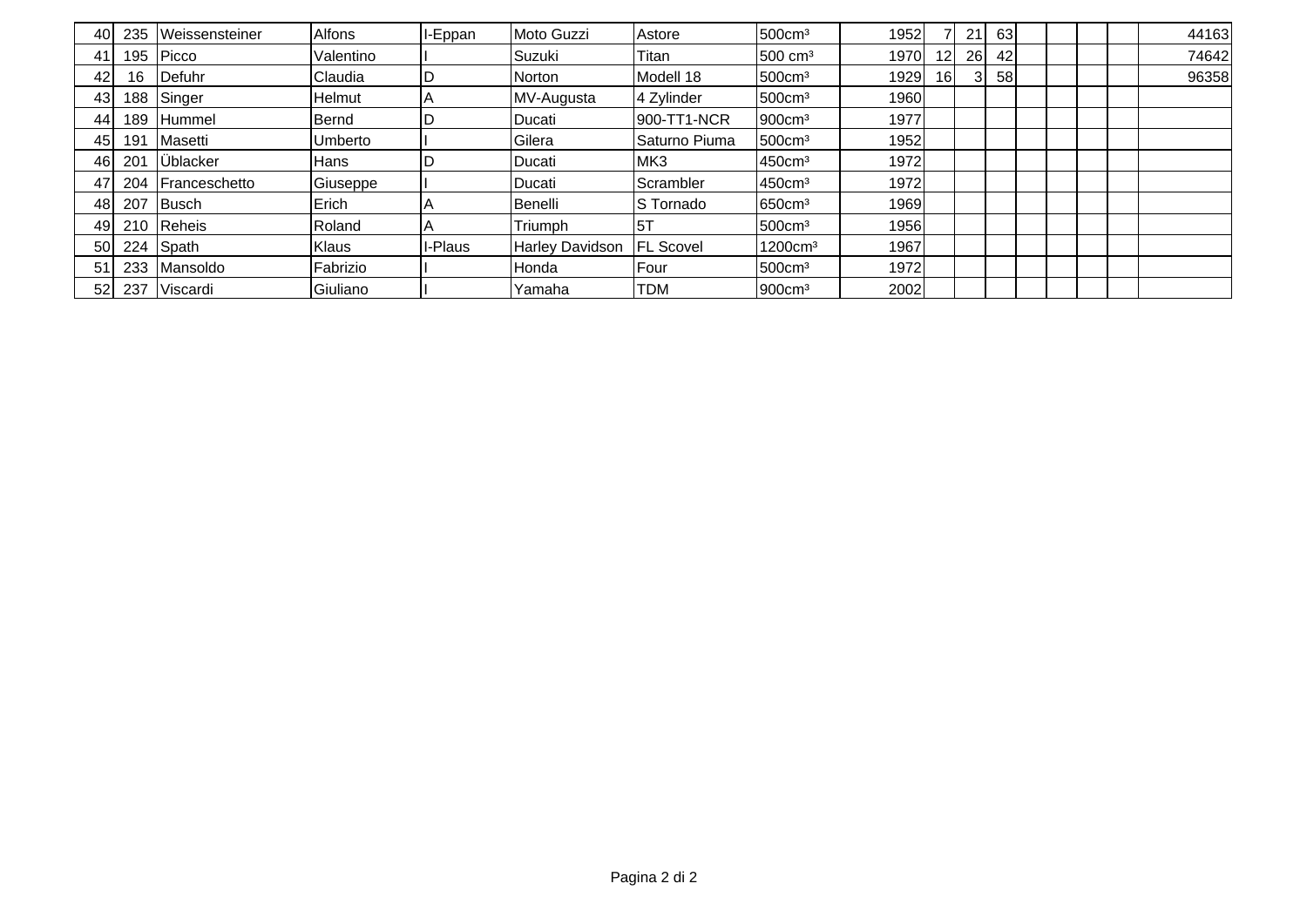| | | | | | | | | | | | | | | | | | |
|---|---|---|---|---|---|---|---|---|---|---|---|---|---|---|---|---|---|
| 40 | 235 | Weissensteiner | Alfons | I-Eppan | Moto Guzzi | Astore | 500cm³ | 1952 | 7 | 21 | 63 | | | | | | 44163 |
| 41 | 195 | Picco | Valentino | I | Suzuki | Titan | 500 cm³ | 1970 | 12 | 26 | 42 | | | | | | 74642 |
| 42 | 16 | Defuhr | Claudia | D | Norton | Modell 18 | 500cm³ | 1929 | 16 | 3 | 58 | | | | | | 96358 |
| 43 | 188 | Singer | Helmut | A | MV-Augusta | 4 Zylinder | 500cm³ | 1960 | | | | | | | | | |
| 44 | 189 | Hummel | Bernd | D | Ducati | 900-TT1-NCR | 900cm³ | 1977 | | | | | | | | | |
| 45 | 191 | Masetti | Umberto | I | Gilera | Saturno Piuma | 500cm³ | 1952 | | | | | | | | | |
| 46 | 201 | Üblacker | Hans | D | Ducati | MK3 | 450cm³ | 1972 | | | | | | | | | |
| 47 | 204 | Franceschetto | Giuseppe | I | Ducati | Scrambler | 450cm³ | 1972 | | | | | | | | | |
| 48 | 207 | Busch | Erich | A | Benelli | S Tornado | 650cm³ | 1969 | | | | | | | | | |
| 49 | 210 | Reheis | Roland | A | Triumph | 5T | 500cm³ | 1956 | | | | | | | | | |
| 50 | 224 | Spath | Klaus | I-Plaus | Harley Davidson | FL Scovel | 1200cm³ | 1967 | | | | | | | | | |
| 51 | 233 | Mansoldo | Fabrizio | I | Honda | Four | 500cm³ | 1972 | | | | | | | | | |
| 52 | 237 | Viscardi | Giuliano | I | Yamaha | TDM | 900cm³ | 2002 | | | | | | | | | |